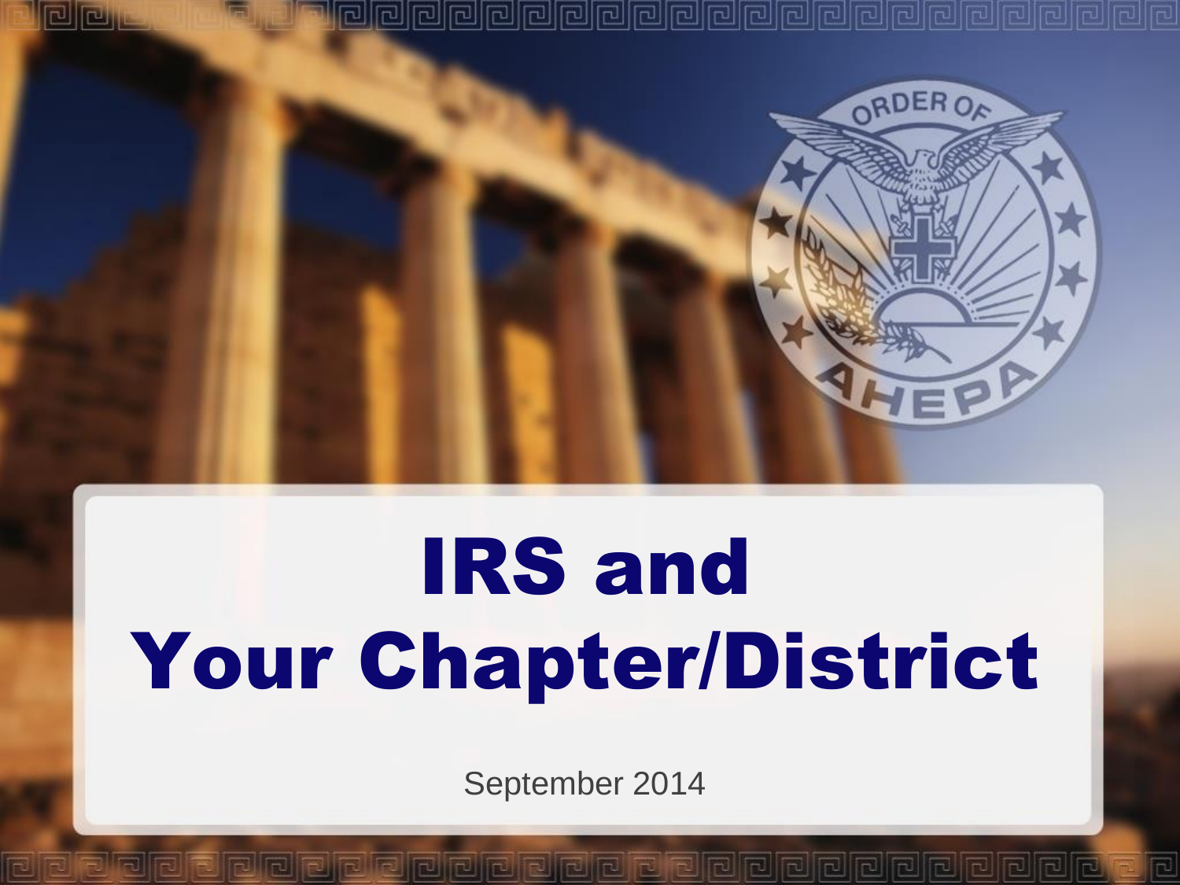# IRS and Your Chapter/District

September 2014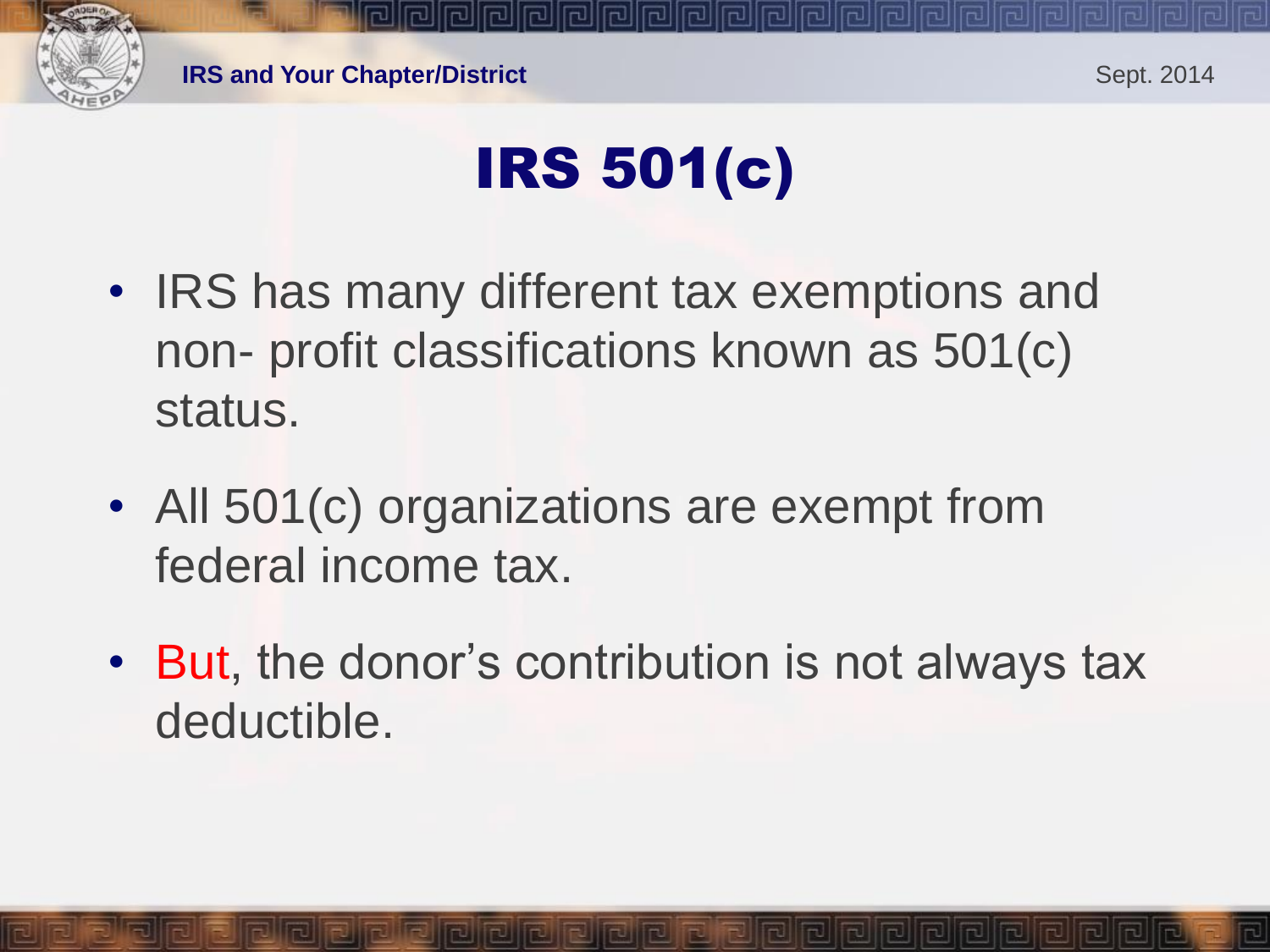# IRS 501(c)

- IRS has many different tax exemptions and non- profit classifications known as 501(c) status.
- All 501(c) organizations are exempt from federal income tax.
- But, the donor's contribution is not always tax deductible.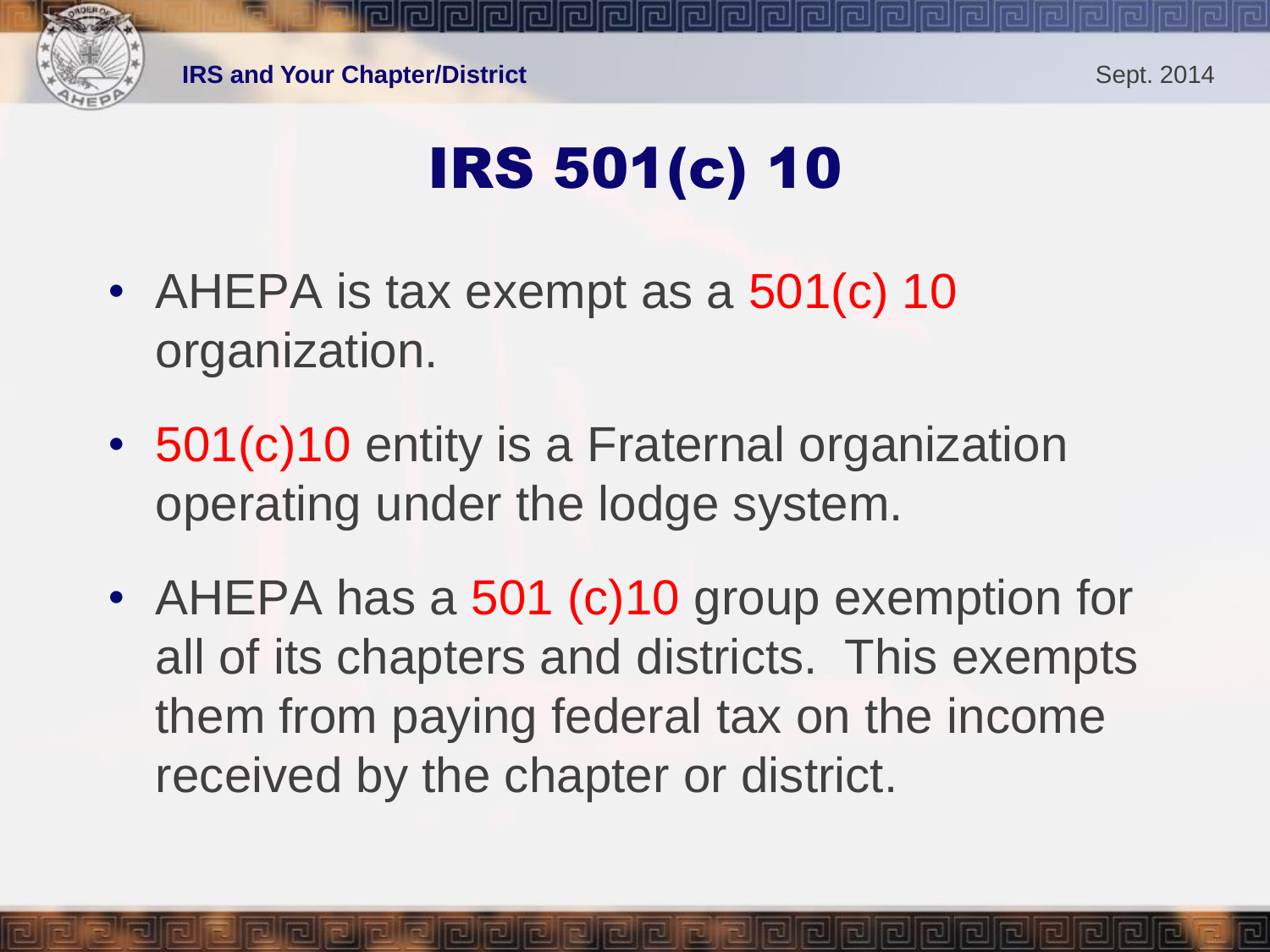# IRS 501(c) 10

- AHEPA is tax exempt as a 501(c) 10 organization.
- 501(c)10 entity is a Fraternal organization operating under the lodge system.
- AHEPA has a 501 (c)10 group exemption for all of its chapters and districts. This exempts them from paying federal tax on the income received by the chapter or district.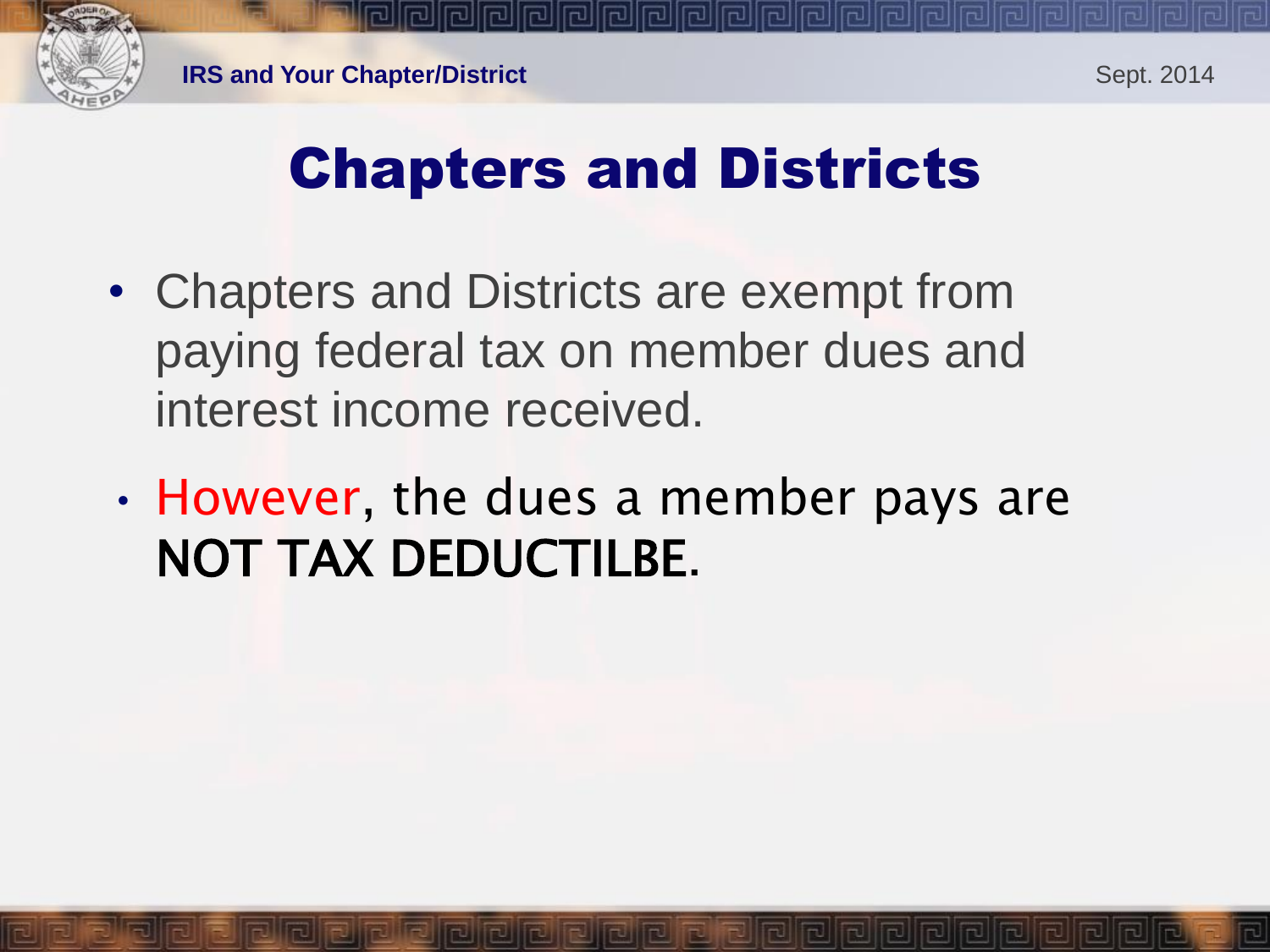# Chapters and Districts

- Chapters and Districts are exempt from paying federal tax on member dues and interest income received.
- However, the dues a member pays are **NOT TAX DEDUCTILBE**.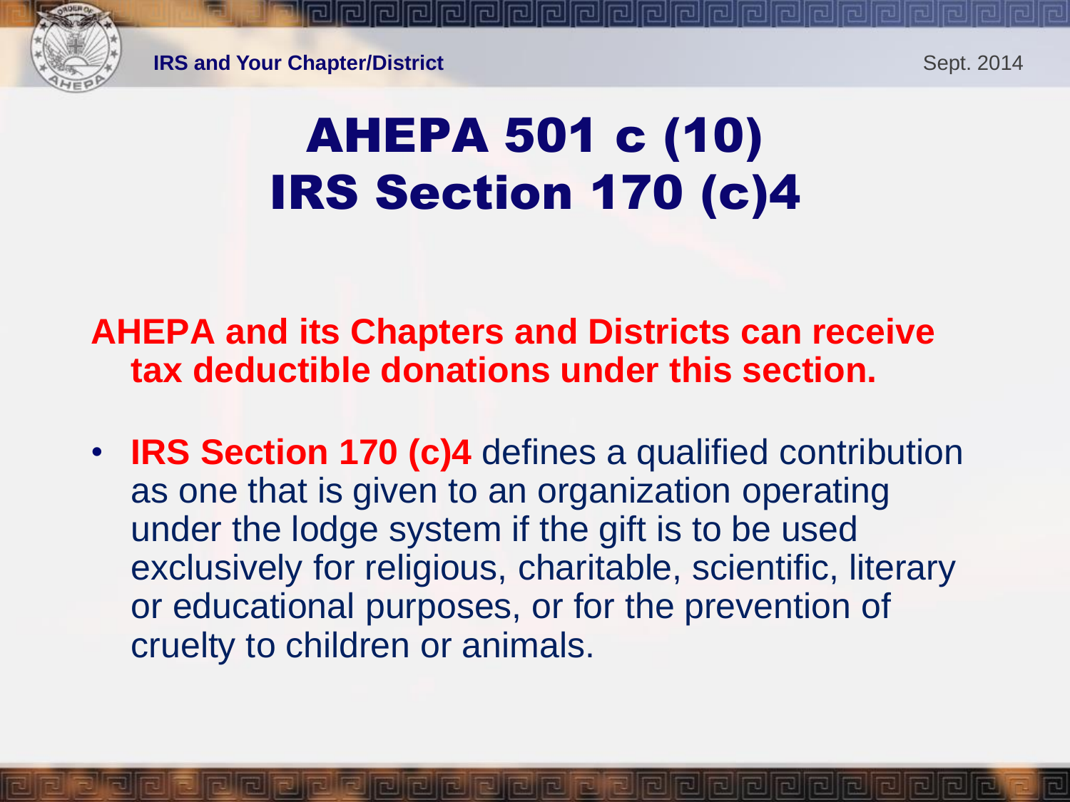# AHEPA 501 c (10)
# IRS Section 170 (c)4

**AHEPA and its Chapters and Districts can receive tax deductible donations under this section.**

- **IRS Section 170 (c)4** defines a qualified contribution as one that is given to an organization operating under the lodge system if the gift is to be used exclusively for religious, charitable, scientific, literary or educational purposes, or for the prevention of cruelty to children or animals.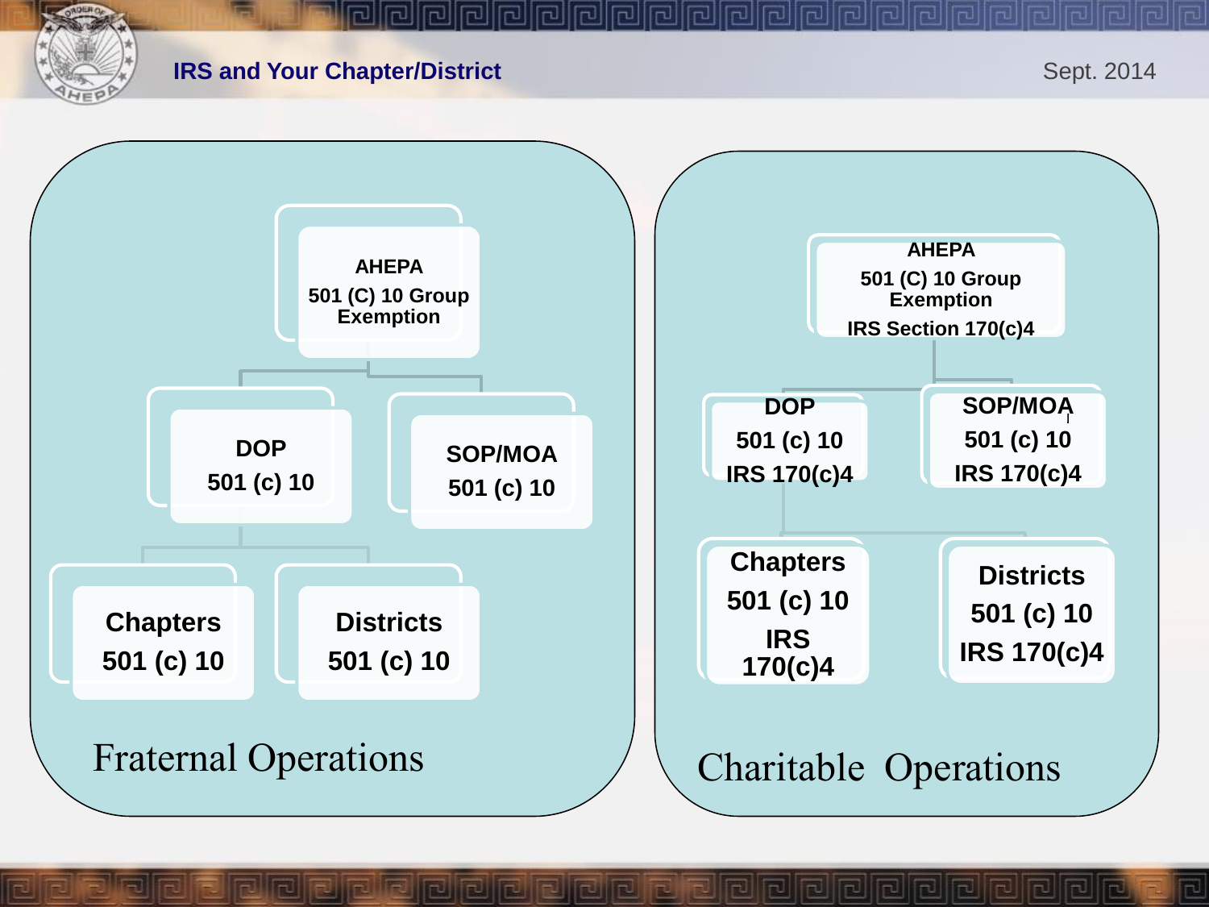# IRS and Your Chapter/District

## Fraternal Operations

- **AHEPA** — 501 (C) 10 Group Exemption
  - **DOP** — 501 (c) 10
    - **Chapters** — 501 (c) 10
    - **Districts** — 501 (c) 10
  - **SOP/MOA** — 501 (c) 10

## Charitable Operations

- **AHEPA** — 501 (C) 10 Group Exemption, IRS Section 170(c)4
  - **DOP** — 501 (c) 10, IRS 170(c)4
    - **Chapters** — 501 (c) 10, IRS 170(c)4
    - **Districts** — 501 (c) 10, IRS 170(c)4
  - **SOP/MOA** — 501 (c) 10, IRS 170(c)4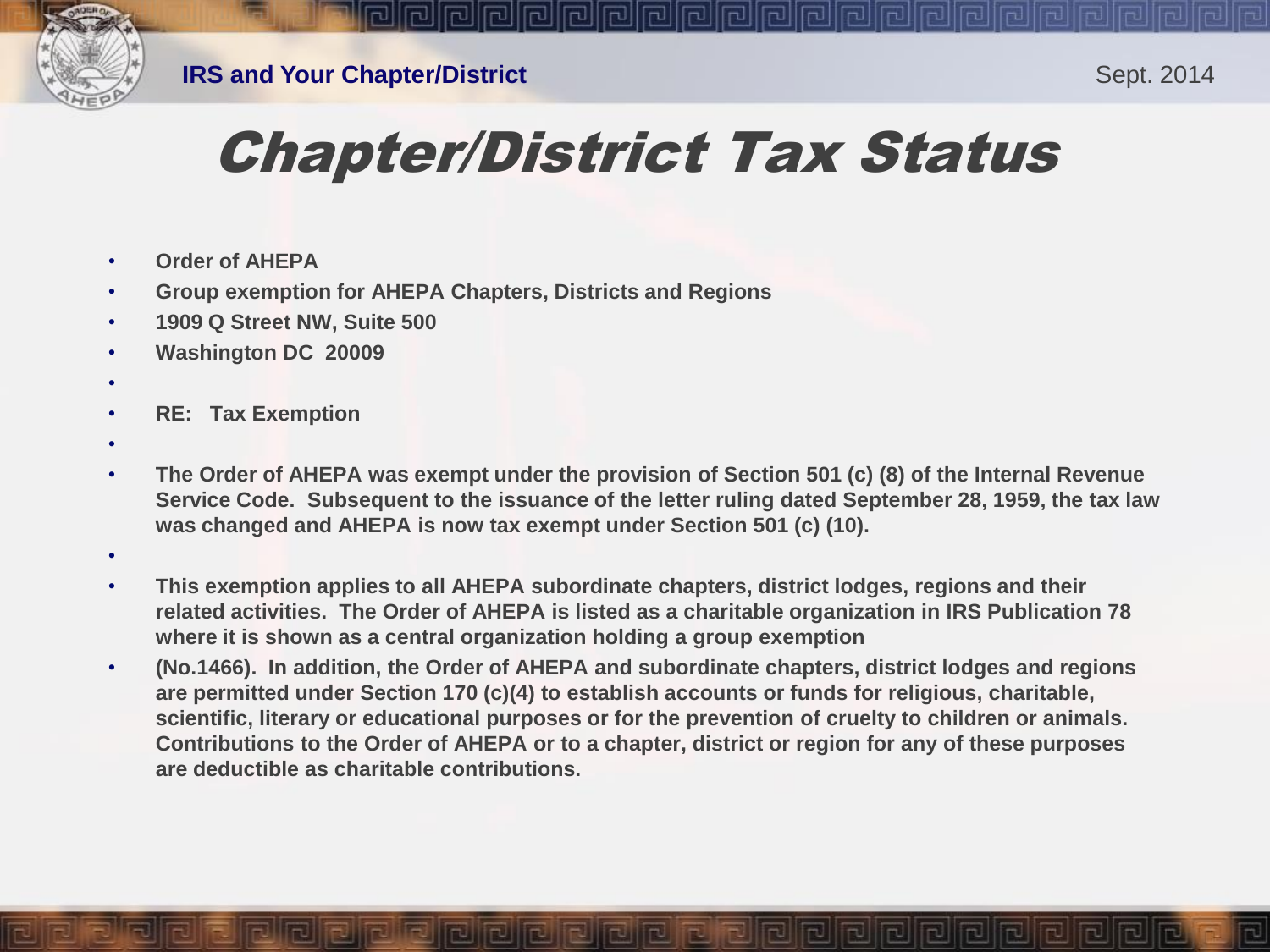# Chapter/District Tax Status

- **Order of AHEPA**
- **Group exemption for AHEPA Chapters, Districts and Regions**
- **1909 Q Street NW, Suite 500**
- **Washington DC  20009**
- **RE:   Tax Exemption**
- **The Order of AHEPA was exempt under the provision of Section 501 (c) (8) of the Internal Revenue Service Code.  Subsequent to the issuance of the letter ruling dated September 28, 1959, the tax law was changed and AHEPA is now tax exempt under Section 501 (c) (10).**
- **This exemption applies to all AHEPA subordinate chapters, district lodges, regions and their related activities.  The Order of AHEPA is listed as a charitable organization in IRS Publication 78 where it is shown as a central organization holding a group exemption**
- **(No.1466).  In addition, the Order of AHEPA and subordinate chapters, district lodges and regions are permitted under Section 170 (c)(4) to establish accounts or funds for religious, charitable, scientific, literary or educational purposes or for the prevention of cruelty to children or animals. Contributions to the Order of AHEPA or to a chapter, district or region for any of these purposes are deductible as charitable contributions.**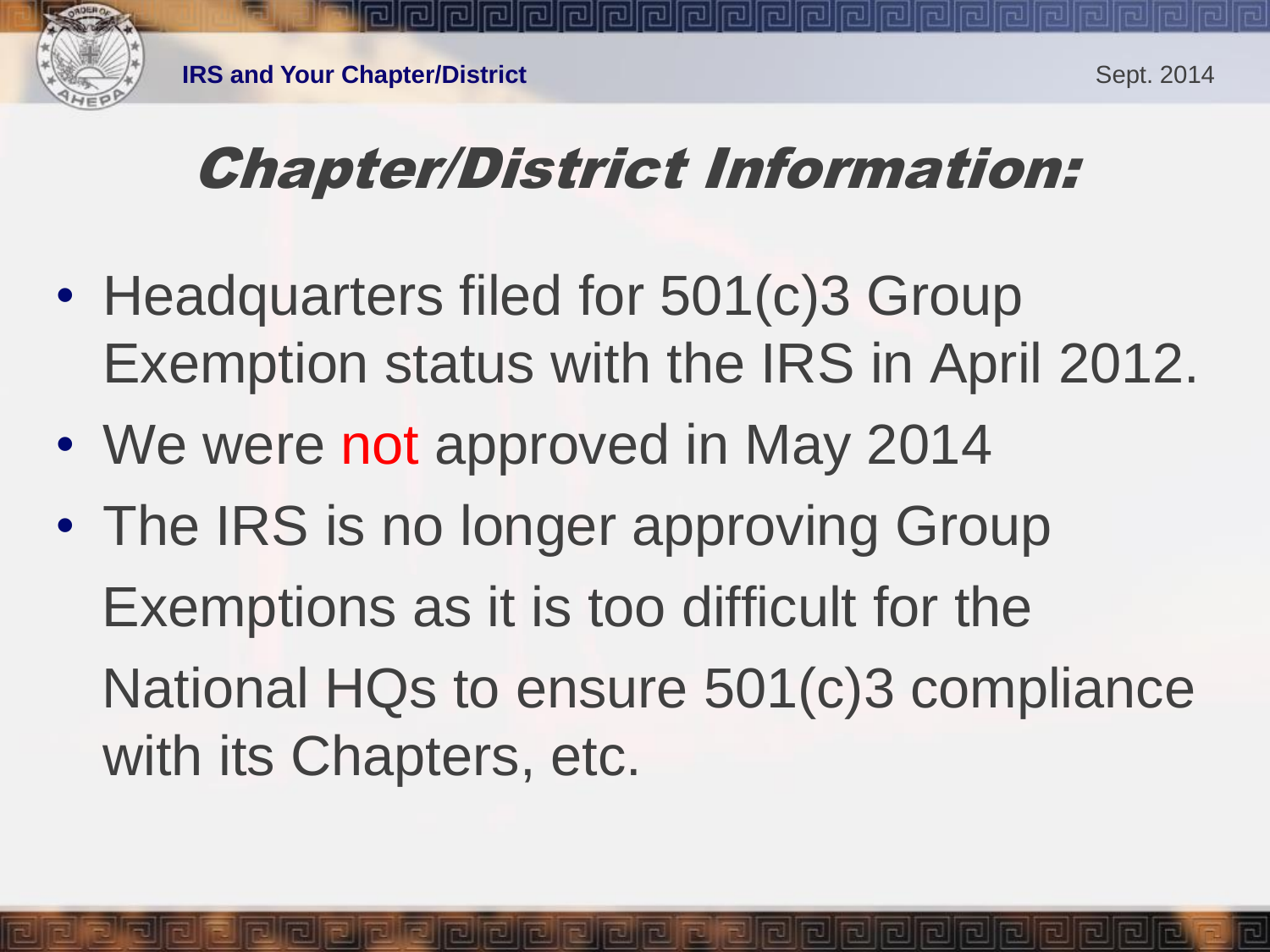# *Chapter/District Information:*

- Headquarters filed for 501(c)3 Group Exemption status with the IRS in April 2012.
- We were not approved in May 2014
- The IRS is no longer approving Group Exemptions as it is too difficult for the National HQs to ensure 501(c)3 compliance with its Chapters, etc.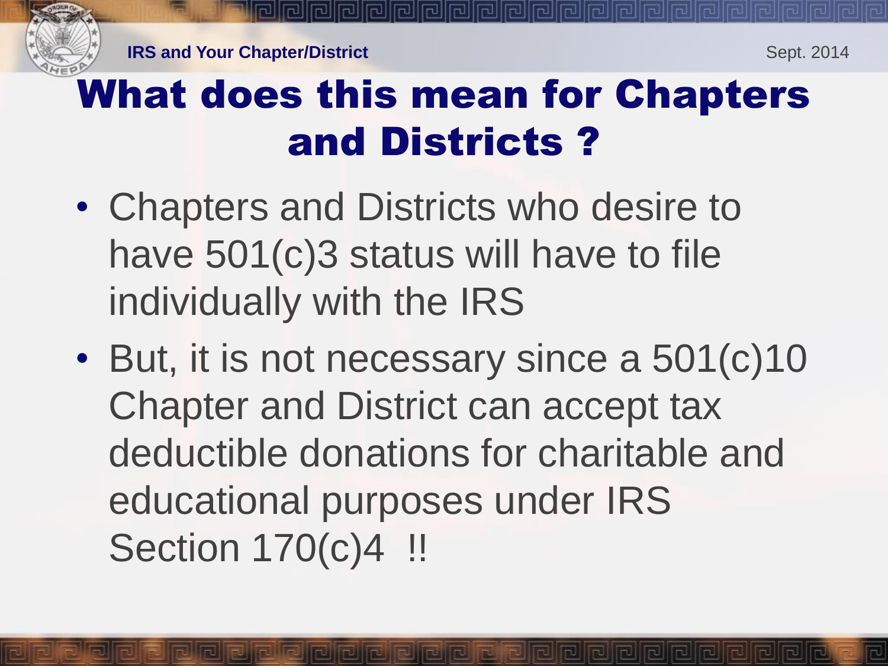# What does this mean for Chapters and Districts ?

- Chapters and Districts who desire to have 501(c)3 status will have to file individually with the IRS
- But, it is not necessary since a 501(c)10 Chapter and District can accept tax deductible donations for charitable and educational purposes under IRS Section 170(c)4 !!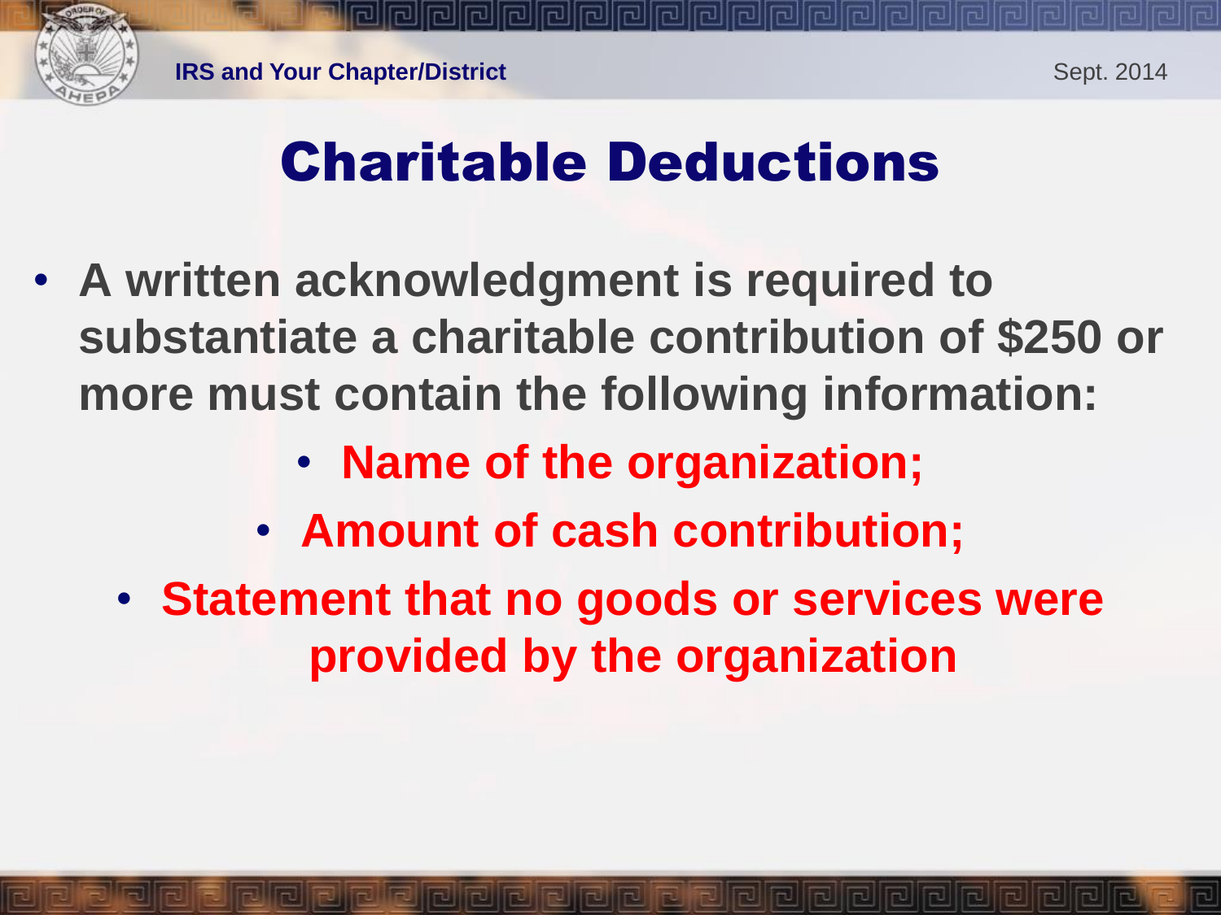# Charitable Deductions

- A written acknowledgment is required to substantiate a charitable contribution of $250 or more must contain the following information:
  - Name of the organization;
  - Amount of cash contribution;
  - Statement that no goods or services were provided by the organization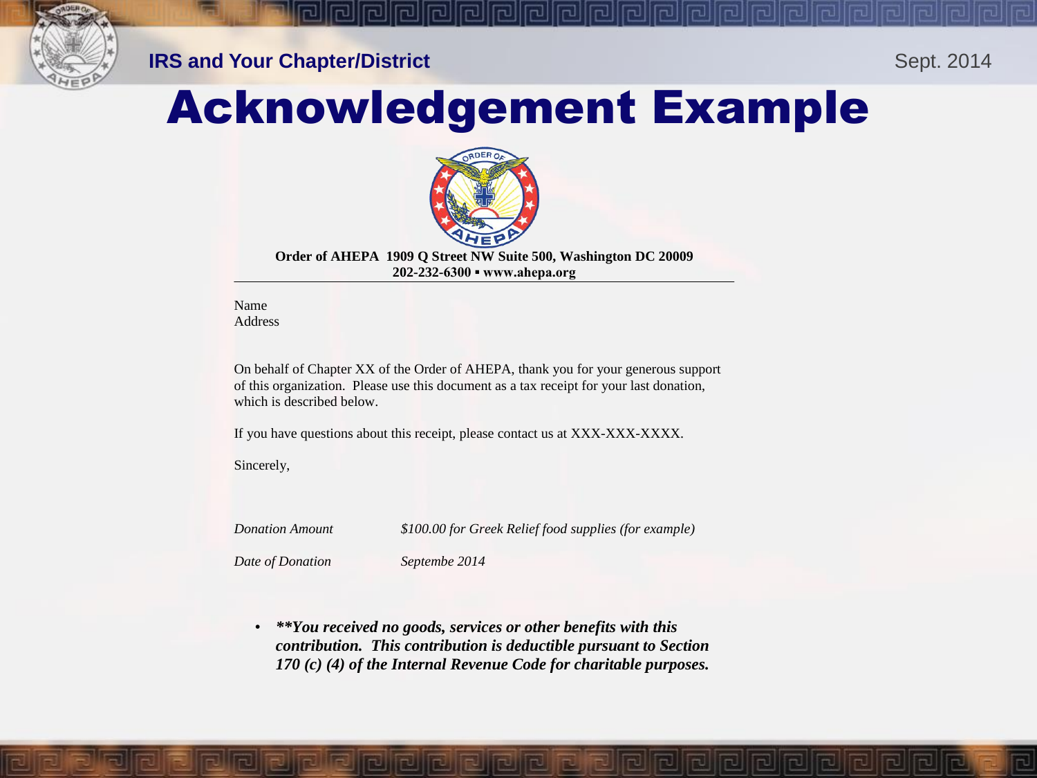# Acknowledgement Example

**Order of AHEPA 1909 Q Street NW Suite 500, Washington DC 20009**
**202-232-6300 ▪ www.ahepa.org**

---

Name
Address

On behalf of Chapter XX of the Order of AHEPA, thank you for your generous support of this organization. Please use this document as a tax receipt for your last donation, which is described below.

If you have questions about this receipt, please contact us at XXX-XXX-XXXX.

Sincerely,

| | |
|---|---|
| *Donation Amount* | *$100.00 for Greek Relief food supplies (for example)* |
| *Date of Donation* | *Septembe 2014* |

- ***\*\*You received no goods, services or other benefits with this contribution. This contribution is deductible pursuant to Section 170 (c) (4) of the Internal Revenue Code for charitable purposes.***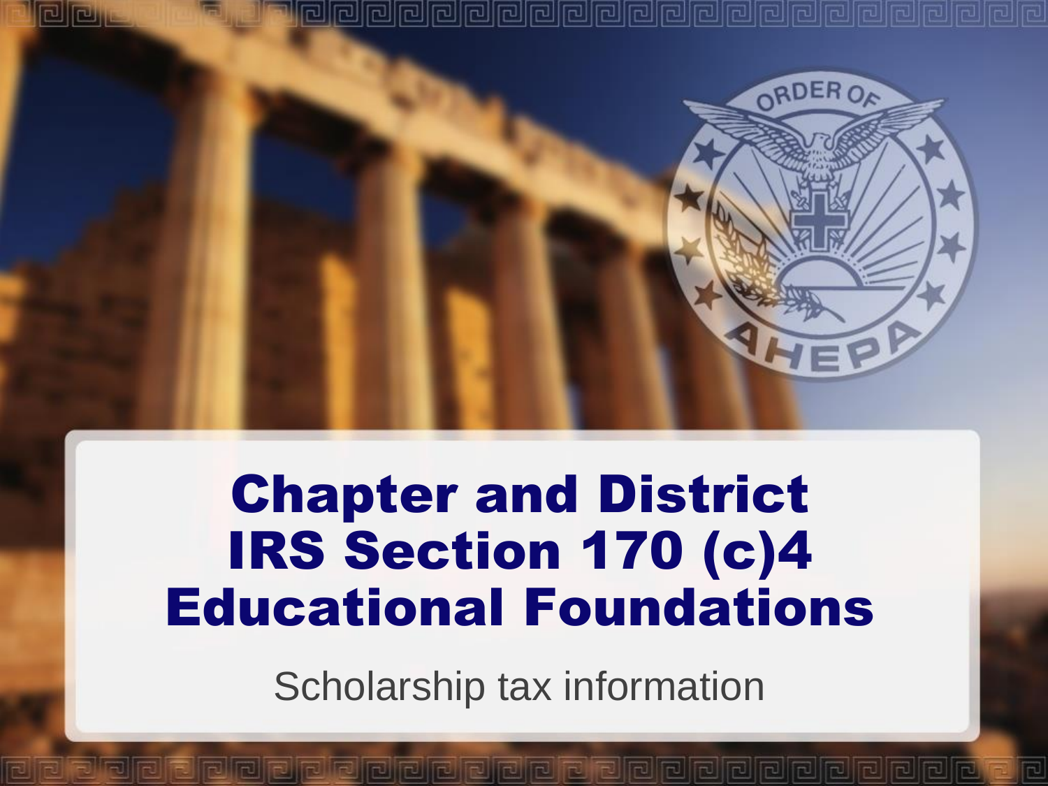# Chapter and District IRS Section 170 (c)4 Educational Foundations

Scholarship tax information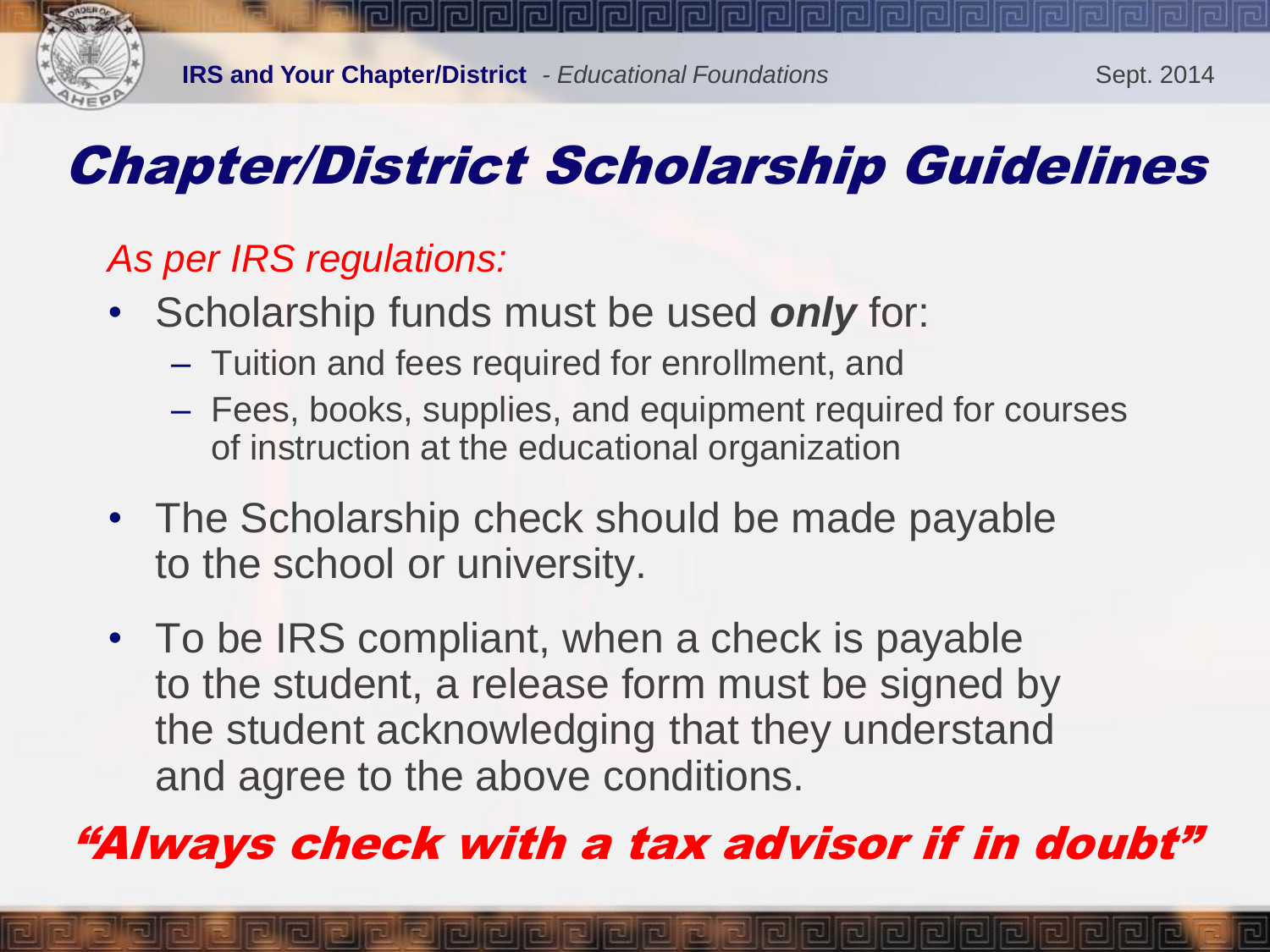# *Chapter/District Scholarship Guidelines*

*As per IRS regulations:*

- Scholarship funds must be used ***only*** for:
  - Tuition and fees required for enrollment, and
  - Fees, books, supplies, and equipment required for courses of instruction at the educational organization
- The Scholarship check should be made payable to the school or university.
- To be IRS compliant, when a check is payable to the student, a release form must be signed by the student acknowledging that they understand and agree to the above conditions.

***"Always check with a tax advisor if in doubt"***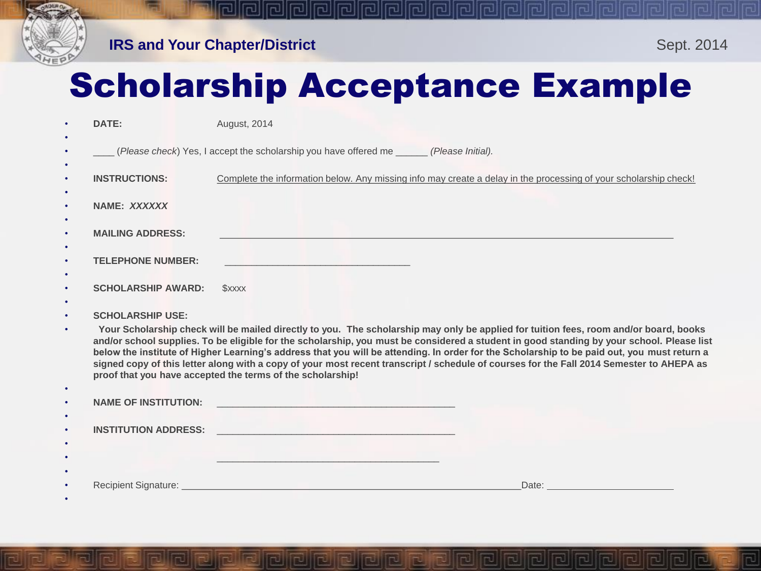# Scholarship Acceptance Example

**DATE:** August, 2014

____ (*Please check*) Yes, I accept the scholarship you have offered me ______ *(Please Initial).*

**INSTRUCTIONS:** Complete the information below. Any missing info may create a delay in the processing of your scholarship check!

**NAME:** ***XXXXXX***

**MAILING ADDRESS:** ______________________________________________________________________________

**TELEPHONE NUMBER:** ________________________________

**SCHOLARSHIP AWARD:** $xxxx

**SCHOLARSHIP USE:**

**Your Scholarship check will be mailed directly to you. The scholarship may only be applied for tuition fees, room and/or board, books and/or school supplies. To be eligible for the scholarship, you must be considered a student in good standing by your school. Please list below the institute of Higher Learning's address that you will be attending. In order for the Scholarship to be paid out, you must return a signed copy of this letter along with a copy of your most recent transcript / schedule of courses for the Fall 2014 Semester to AHEPA as proof that you have accepted the terms of the scholarship!**

**NAME OF INSTITUTION:** _________________________________________

**INSTITUTION ADDRESS:** _________________________________________

_______________________________________

Recipient Signature: ___________________________________________________________Date: ______________________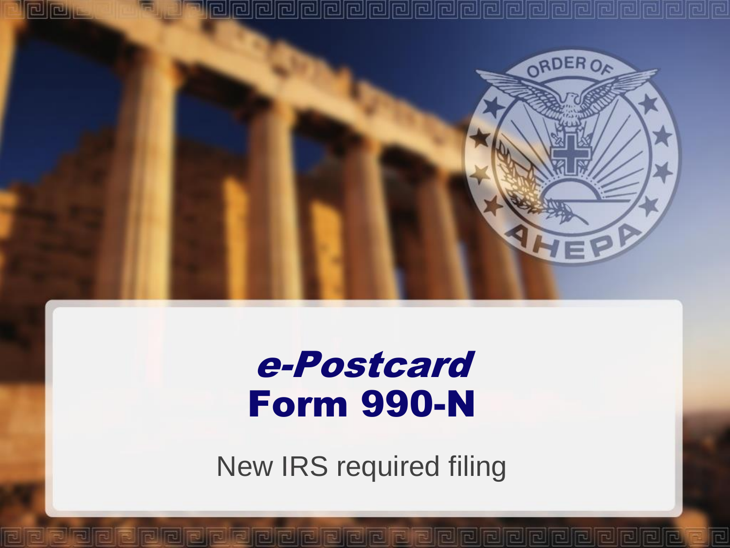# *e-Postcard*
# Form 990-N

New IRS required filing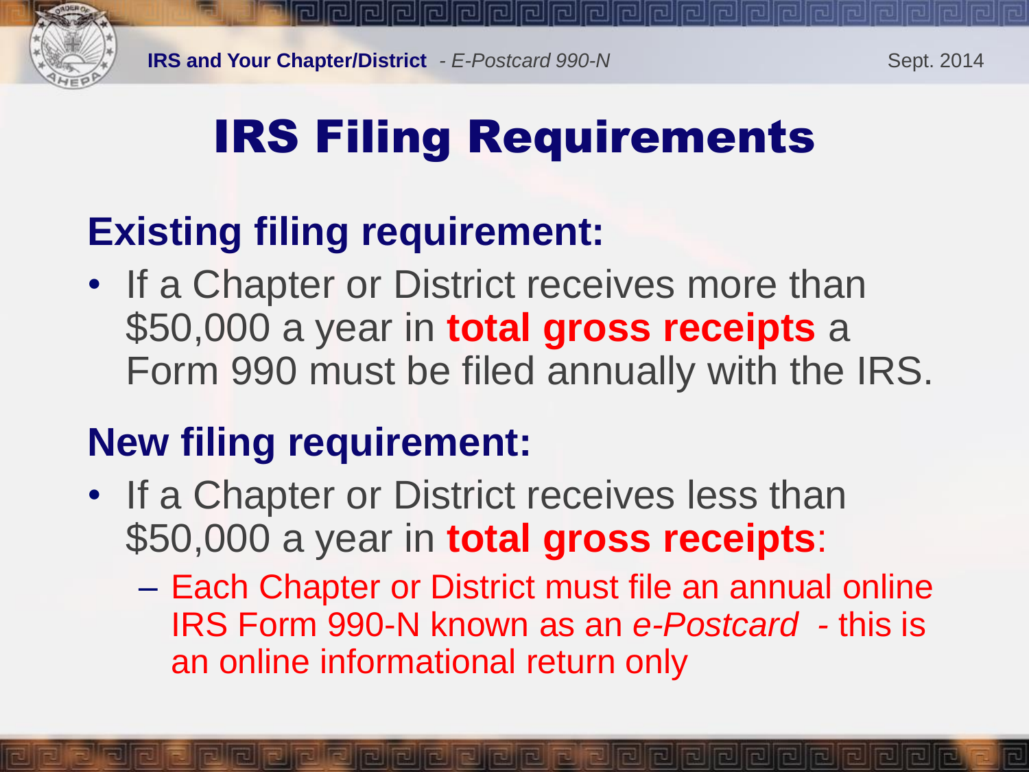# IRS Filing Requirements

## Existing filing requirement:

- If a Chapter or District receives more than $50,000 a year in **total gross receipts** a Form 990 must be filed annually with the IRS.

## New filing requirement:

- If a Chapter or District receives less than $50,000 a year in **total gross receipts**:
  - Each Chapter or District must file an annual online IRS Form 990-N known as an *e-Postcard* - this is an online informational return only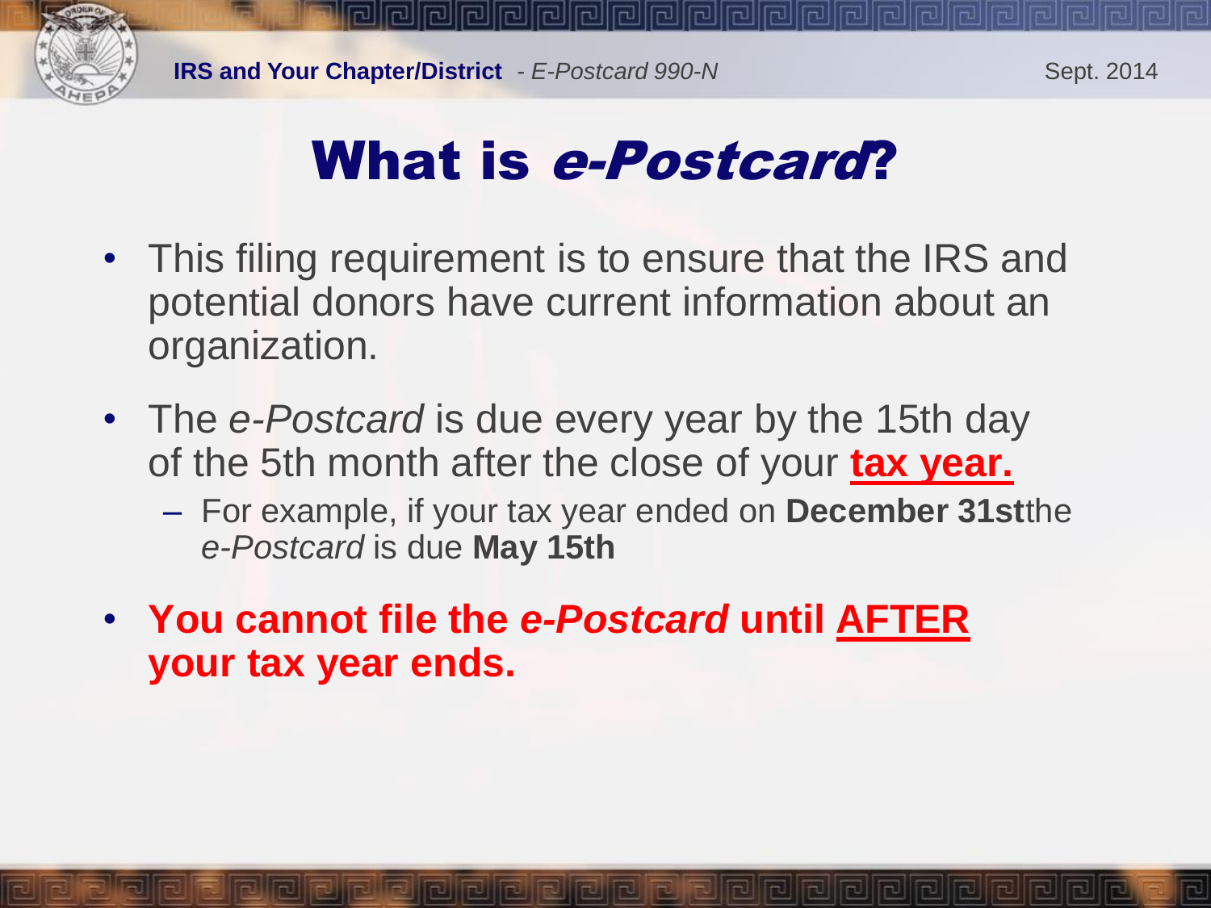# What is *e-Postcard*?

- This filing requirement is to ensure that the IRS and potential donors have current information about an organization.
- The *e-Postcard* is due every year by the 15th day of the 5th month after the close of your **tax year.**
  - For example, if your tax year ended on **December 31st**the *e-Postcard* is due **May 15th**
- **You cannot file the *e-Postcard* until AFTER your tax year ends.**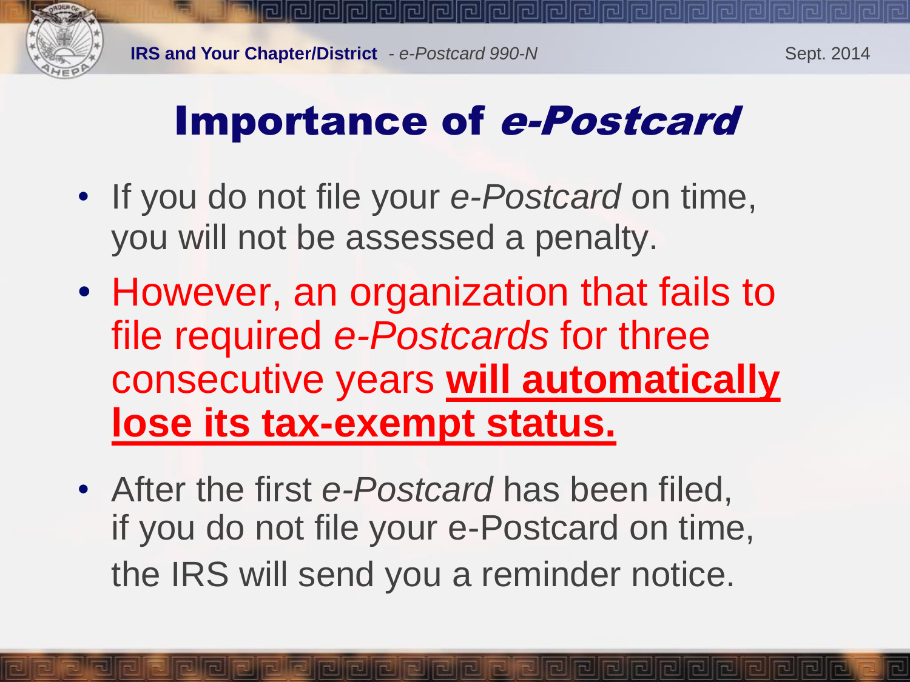# Importance of *e-Postcard*

- If you do not file your *e-Postcard* on time, you will not be assessed a penalty.
- However, an organization that fails to file required *e-Postcards* for three consecutive years **<u>will automatically lose its tax-exempt status.</u>**
- After the first *e-Postcard* has been filed, if you do not file your e-Postcard on time, the IRS will send you a reminder notice.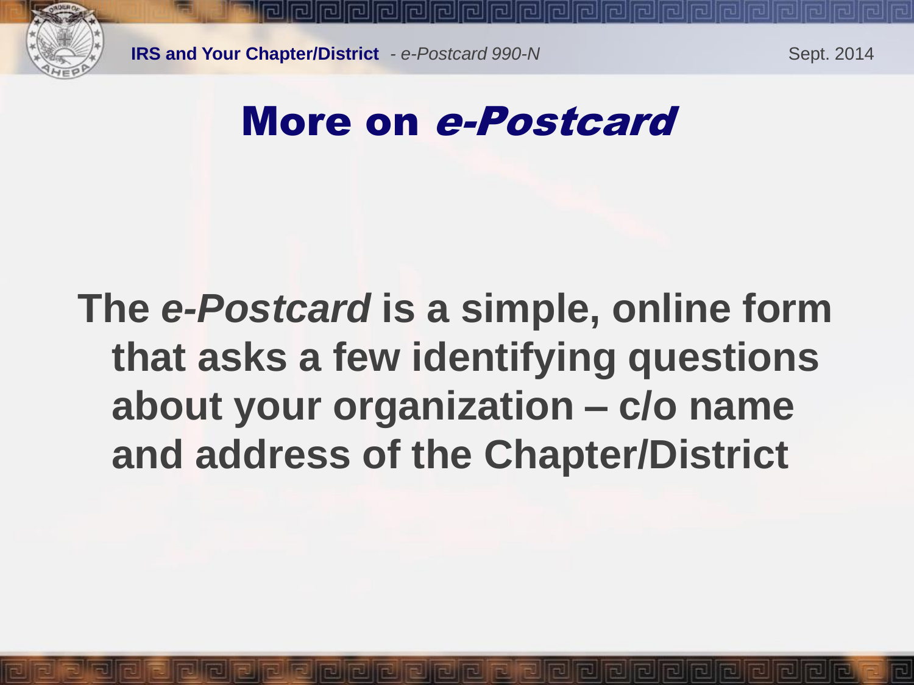# More on *e-Postcard*

**The *e-Postcard* is a simple, online form that asks a few identifying questions about your organization – c/o name and address of the Chapter/District**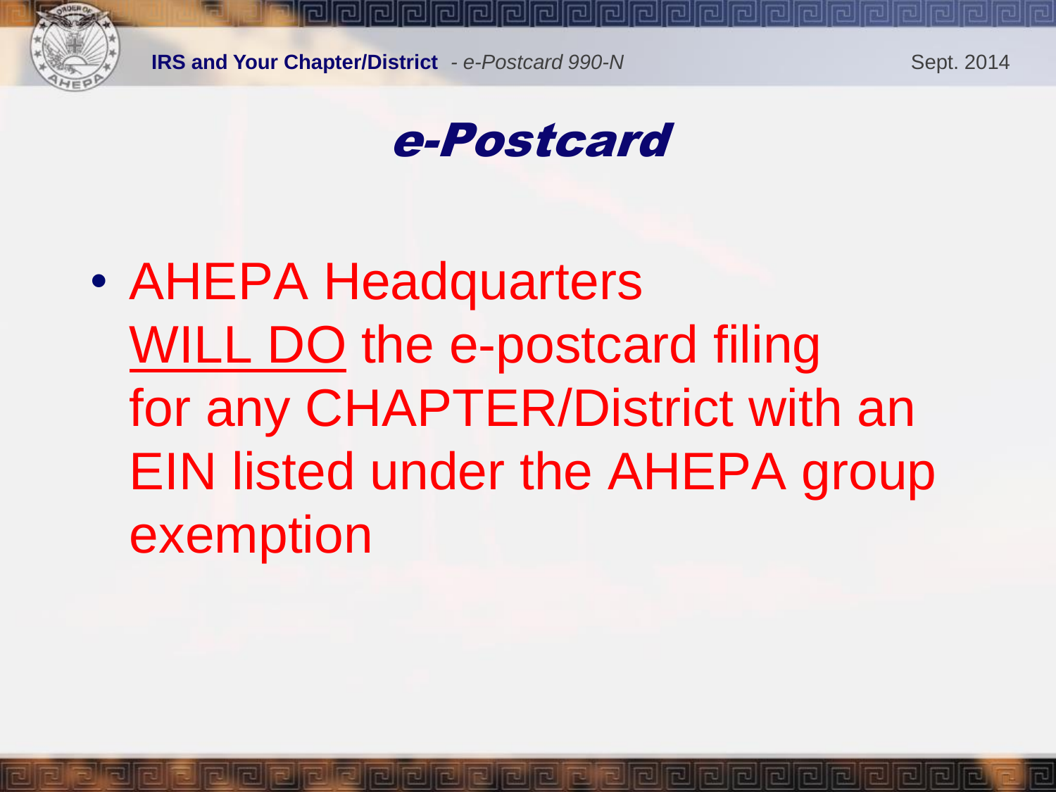# *e-Postcard*

- AHEPA Headquarters <u>WILL DO</u> the e-postcard filing for any CHAPTER/District with an EIN listed under the AHEPA group exemption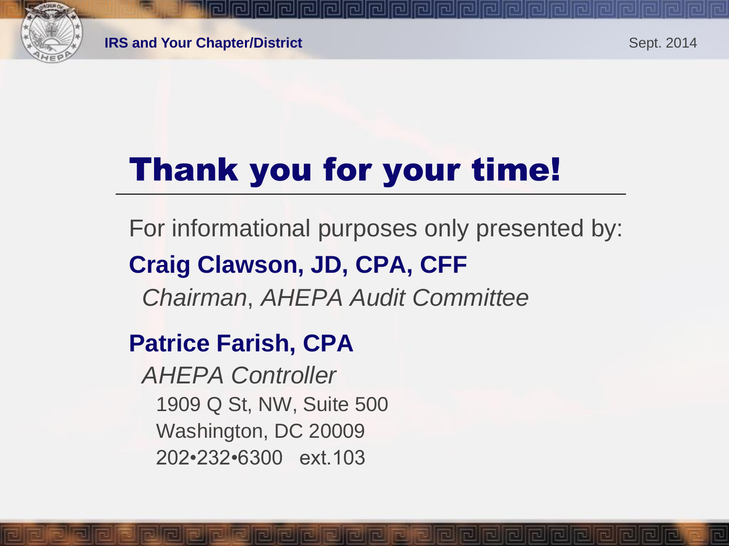# Thank you for your time!

For informational purposes only presented by:

**Craig Clawson, JD, CPA, CFF**

*Chairman*, *AHEPA Audit Committee*

**Patrice Farish, CPA**

*AHEPA Controller*

1909 Q St, NW, Suite 500
Washington, DC 20009
202•232•6300 ext.103